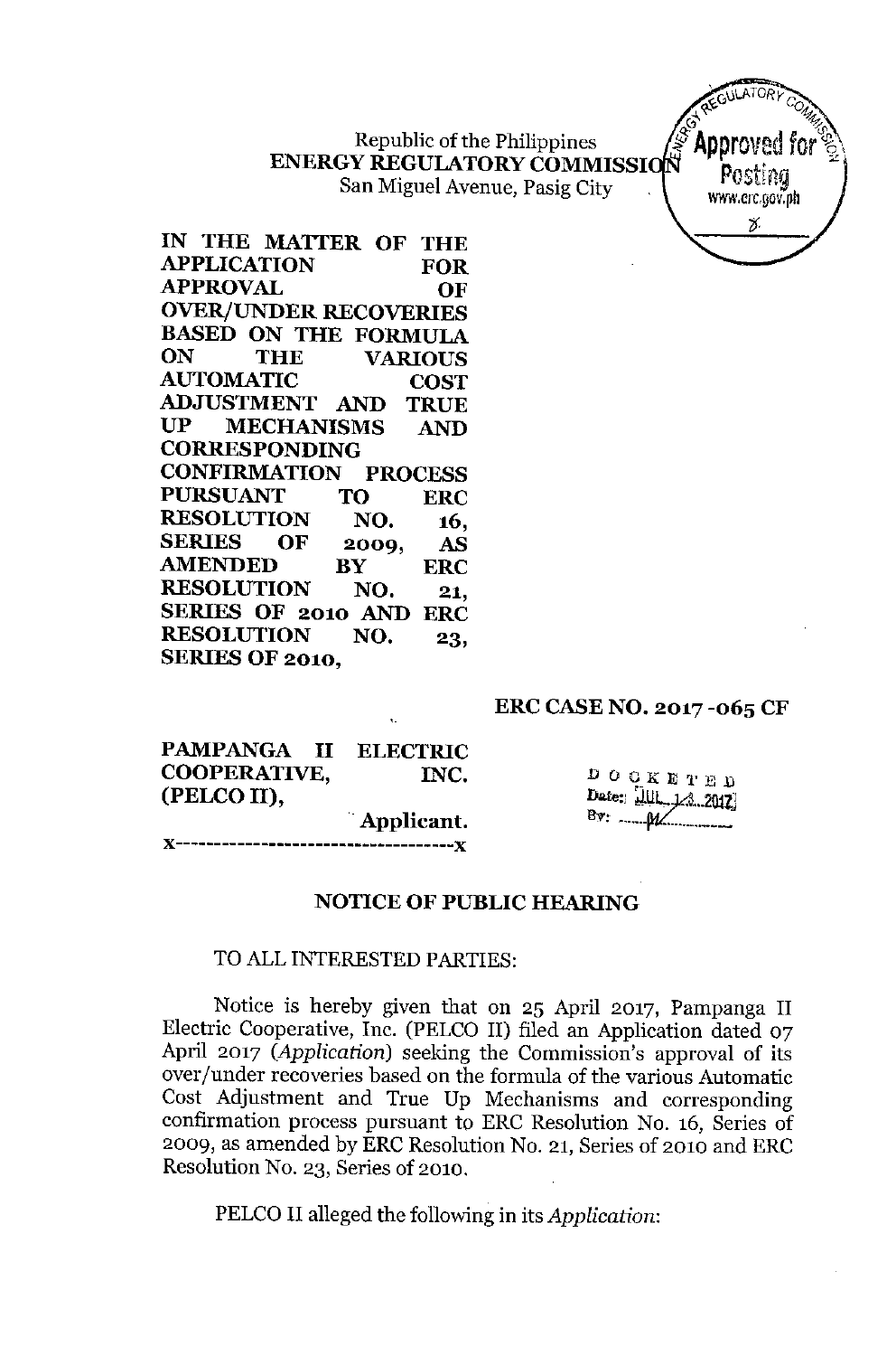Republic of the Philippines
**ENERGY REGULATORY COMMISSION**
San Miguel Avenue, Pasig City

Approved for Posting
www.erc.gov.ph

**IN THE MATTER OF THE APPLICATION FOR APPROVAL OF OVER/UNDER RECOVERIES BASED ON THE FORMULA ON THE VARIOUS AUTOMATIC COST ADJUSTMENT AND TRUE UP MECHANISMS AND CORRESPONDING CONFIRMATION PROCESS PURSUANT TO ERC RESOLUTION NO. 16, SERIES OF 2009, AS AMENDED BY ERC RESOLUTION NO. 21, SERIES OF 2010 AND ERC RESOLUTION NO. 23, SERIES OF 2010,**

**ERC CASE NO. 2017-065 CF**

**PAMPANGA II ELECTRIC COOPERATIVE, INC. (PELCO II),**
Applicant.
x----------------------------------------x

DOCKETED
Date: JUL 13 2017
By: M

## NOTICE OF PUBLIC HEARING

TO ALL INTERESTED PARTIES:

Notice is hereby given that on 25 April 2017, Pampanga II Electric Cooperative, Inc. (PELCO II) filed an Application dated 07 April 2017 (*Application*) seeking the Commission's approval of its over/under recoveries based on the formula of the various Automatic Cost Adjustment and True Up Mechanisms and corresponding confirmation process pursuant to ERC Resolution No. 16, Series of 2009, as amended by ERC Resolution No. 21, Series of 2010 and ERC Resolution No. 23, Series of 2010.

PELCO II alleged the following in its *Application*: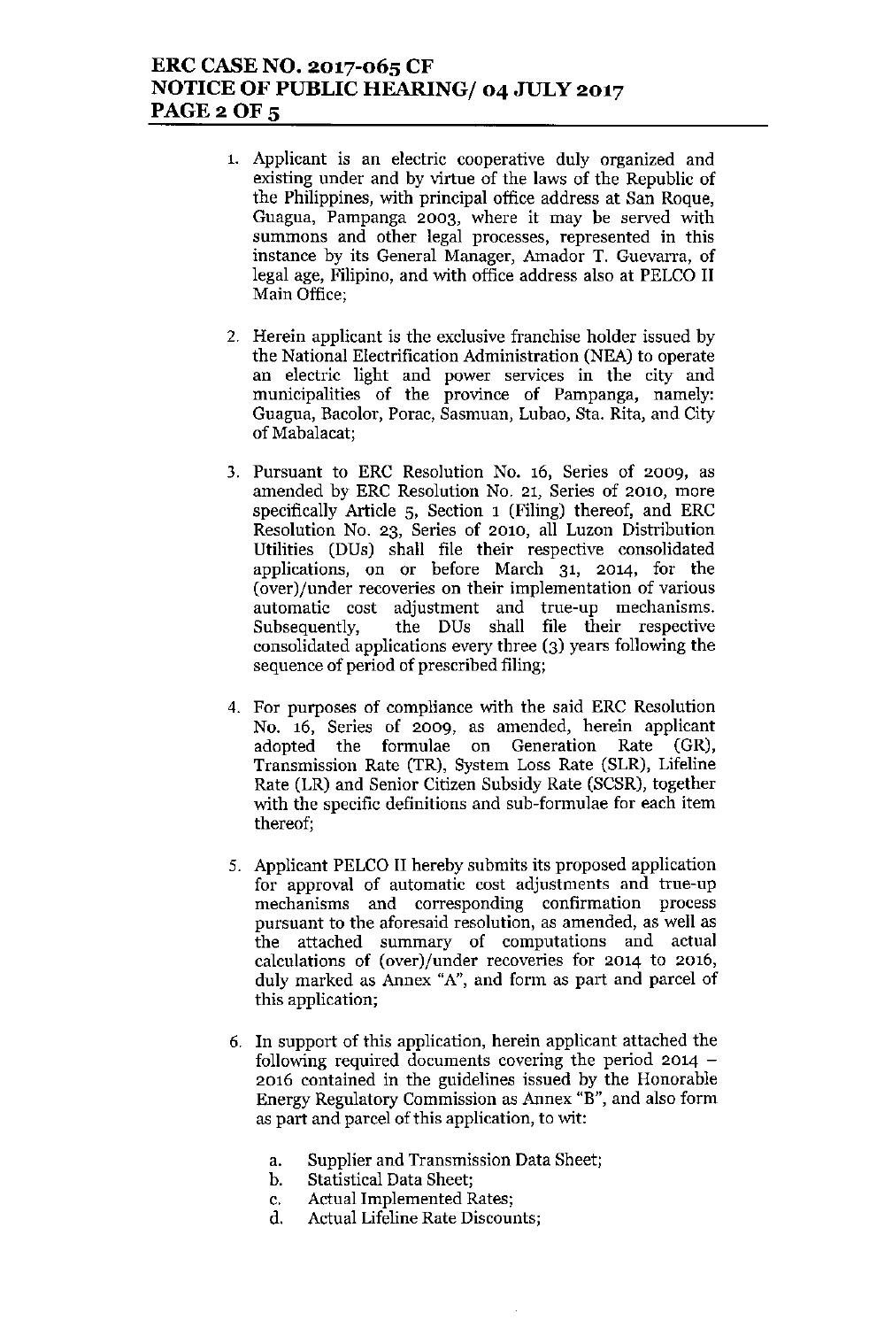1. Applicant is an electric cooperative duly organized and existing under and by virtue of the laws of the Republic of the Philippines, with principal office address at San Roque, Guagua, Pampanga 2003, where it may be served with summons and other legal processes, represented in this instance by its General Manager, Amador T. Guevarra, of legal age, Filipino, and with office address also at PELCO II Main Office;

2. Herein applicant is the exclusive franchise holder issued by the National Electrification Administration (NEA) to operate an electric light and power services in the city and municipalities of the province of Pampanga, namely: Guagua, Bacolor, Porac, Sasmuan, Lubao, Sta. Rita, and City of Mabalacat;

3. Pursuant to ERC Resolution No. 16, Series of 2009, as amended by ERC Resolution No. 21, Series of 2010, more specifically Article 5, Section 1 (Filing) thereof, and ERC Resolution No. 23, Series of 2010, all Luzon Distribution Utilities (DUs) shall file their respective consolidated applications, on or before March 31, 2014, for the (over)/under recoveries on their implementation of various automatic cost adjustment and true-up mechanisms. Subsequently, the DUs shall file their respective consolidated applications every three (3) years following the sequence of period of prescribed filing;

4. For purposes of compliance with the said ERC Resolution No. 16, Series of 2009, as amended, herein applicant adopted the formulae on Generation Rate (GR), Transmission Rate (TR), System Loss Rate (SLR), Lifeline Rate (LR) and Senior Citizen Subsidy Rate (SCSR), together with the specific definitions and sub-formulae for each item thereof;

5. Applicant PELCO II hereby submits its proposed application for approval of automatic cost adjustments and true-up mechanisms and corresponding confirmation process pursuant to the aforesaid resolution, as amended, as well as the attached summary of computations and actual calculations of (over)/under recoveries for 2014 to 2016, duly marked as Annex "A", and form as part and parcel of this application;

6. In support of this application, herein applicant attached the following required documents covering the period 2014 – 2016 contained in the guidelines issued by the Honorable Energy Regulatory Commission as Annex "B", and also form as part and parcel of this application, to wit:

   a. Supplier and Transmission Data Sheet;
   b. Statistical Data Sheet;
   c. Actual Implemented Rates;
   d. Actual Lifeline Rate Discounts;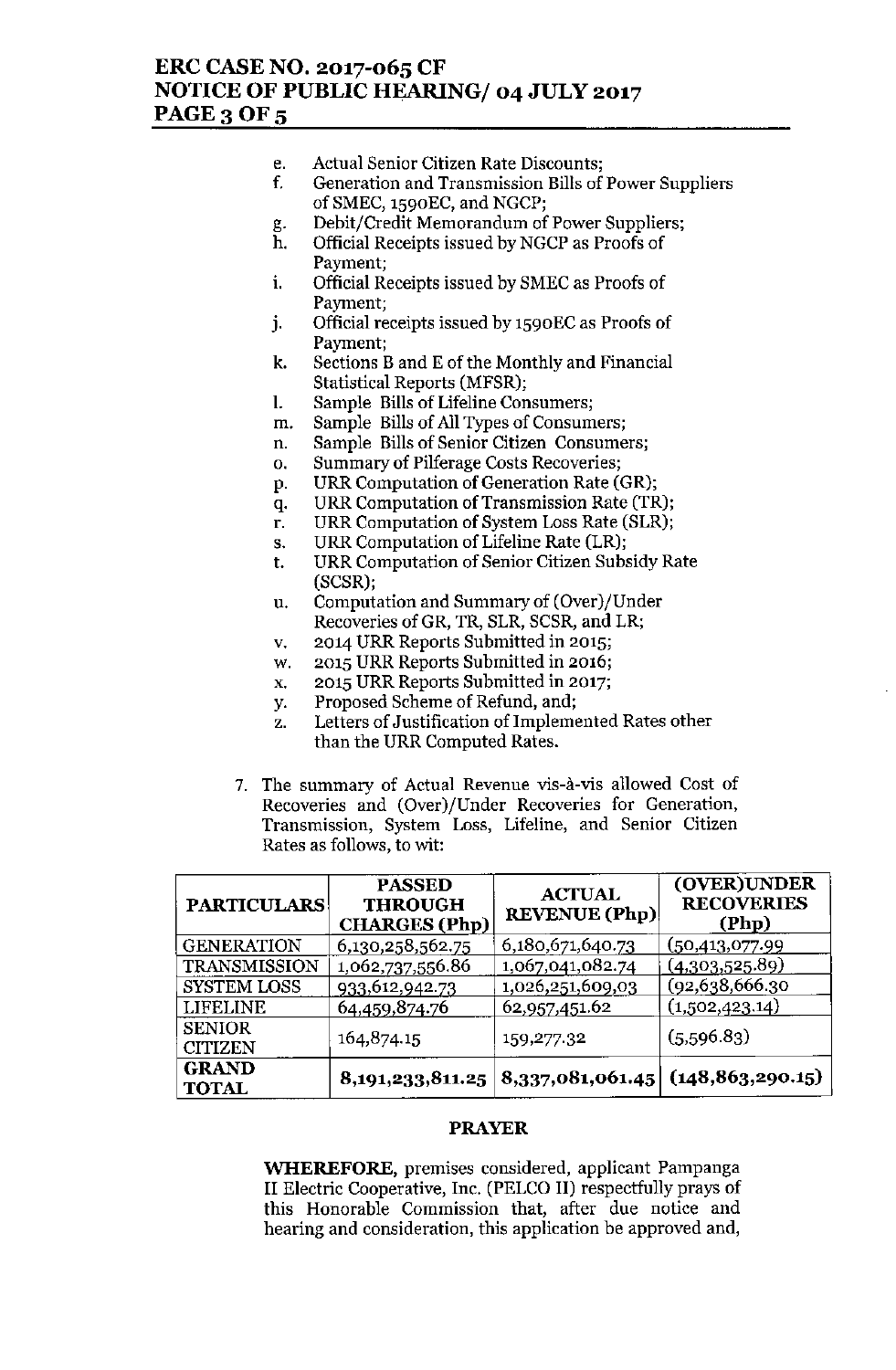e. Actual Senior Citizen Rate Discounts;
f. Generation and Transmission Bills of Power Suppliers of SMEC, 1590EC, and NGCP;
g. Debit/Credit Memorandum of Power Suppliers;
h. Official Receipts issued by NGCP as Proofs of Payment;
i. Official Receipts issued by SMEC as Proofs of Payment;
j. Official receipts issued by 1590EC as Proofs of Payment;
k. Sections B and E of the Monthly and Financial Statistical Reports (MFSR);
l. Sample Bills of Lifeline Consumers;
m. Sample Bills of All Types of Consumers;
n. Sample Bills of Senior Citizen Consumers;
o. Summary of Pilferage Costs Recoveries;
p. URR Computation of Generation Rate (GR);
q. URR Computation of Transmission Rate (TR);
r. URR Computation of System Loss Rate (SLR);
s. URR Computation of Lifeline Rate (LR);
t. URR Computation of Senior Citizen Subsidy Rate (SCSR);
u. Computation and Summary of (Over)/Under Recoveries of GR, TR, SLR, SCSR, and LR;
v. 2014 URR Reports Submitted in 2015;
w. 2015 URR Reports Submitted in 2016;
x. 2015 URR Reports Submitted in 2017;
y. Proposed Scheme of Refund, and;
z. Letters of Justification of Implemented Rates other than the URR Computed Rates.

7. The summary of Actual Revenue vis-à-vis allowed Cost of Recoveries and (Over)/Under Recoveries for Generation, Transmission, System Loss, Lifeline, and Senior Citizen Rates as follows, to wit:

| PARTICULARS | PASSED THROUGH CHARGES (Php) | ACTUAL REVENUE (Php) | (OVER)UNDER RECOVERIES (Php) |
|---|---|---|---|
| GENERATION | 6,130,258,562.75 | 6,180,671,640.73 | (50,413,077.99 |
| TRANSMISSION | 1,062,737,556.86 | 1,067,041,082.74 | (4,303,525.89) |
| SYSTEM LOSS | 933,612,942.73 | 1,026,251,609.03 | (92,638,666.30 |
| LIFELINE | 64,459,874.76 | 62,957,451.62 | (1,502,423.14) |
| SENIOR CITIZEN | 164,874.15 | 159,277.32 | (5,596.83) |
| **GRAND TOTAL** | **8,191,233,811.25** | **8,337,081,061.45** | **(148,863,290.15)** |

## PRAYER

**WHEREFORE,** premises considered, applicant Pampanga II Electric Cooperative, Inc. (PELCO II) respectfully prays of this Honorable Commission that, after due notice and hearing and consideration, this application be approved and,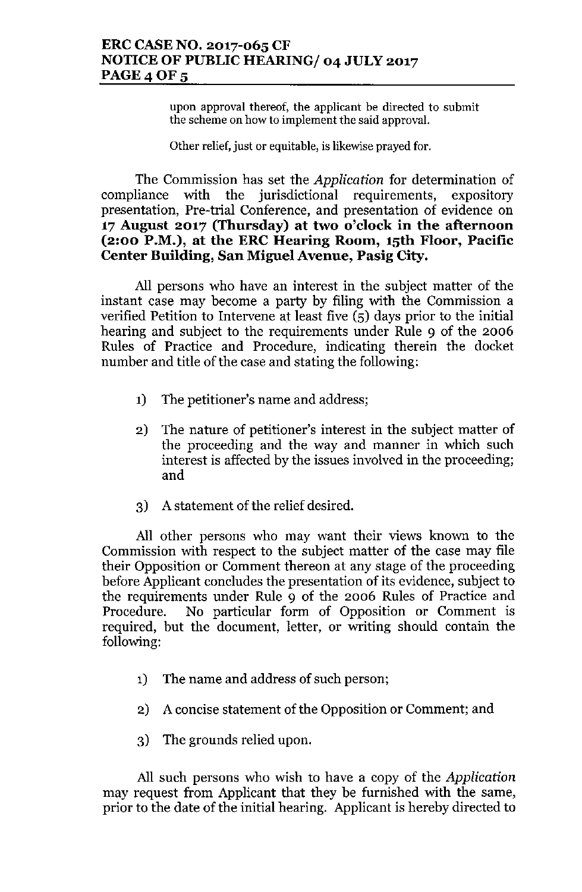upon approval thereof, the applicant be directed to submit the scheme on how to implement the said approval.

Other relief, just or equitable, is likewise prayed for.

The Commission has set the *Application* for determination of compliance with the jurisdictional requirements, expository presentation, Pre-trial Conference, and presentation of evidence on **17 August 2017 (Thursday) at two o'clock in the afternoon (2:00 P.M.), at the ERC Hearing Room, 15th Floor, Pacific Center Building, San Miguel Avenue, Pasig City.**

All persons who have an interest in the subject matter of the instant case may become a party by filing with the Commission a verified Petition to Intervene at least five (5) days prior to the initial hearing and subject to the requirements under Rule 9 of the 2006 Rules of Practice and Procedure, indicating therein the docket number and title of the case and stating the following:

1) The petitioner's name and address;

2) The nature of petitioner's interest in the subject matter of the proceeding and the way and manner in which such interest is affected by the issues involved in the proceeding; and

3) A statement of the relief desired.

All other persons who may want their views known to the Commission with respect to the subject matter of the case may file their Opposition or Comment thereon at any stage of the proceeding before Applicant concludes the presentation of its evidence, subject to the requirements under Rule 9 of the 2006 Rules of Practice and Procedure. No particular form of Opposition or Comment is required, but the document, letter, or writing should contain the following:

1) The name and address of such person;

2) A concise statement of the Opposition or Comment; and

3) The grounds relied upon.

All such persons who wish to have a copy of the *Application* may request from Applicant that they be furnished with the same, prior to the date of the initial hearing. Applicant is hereby directed to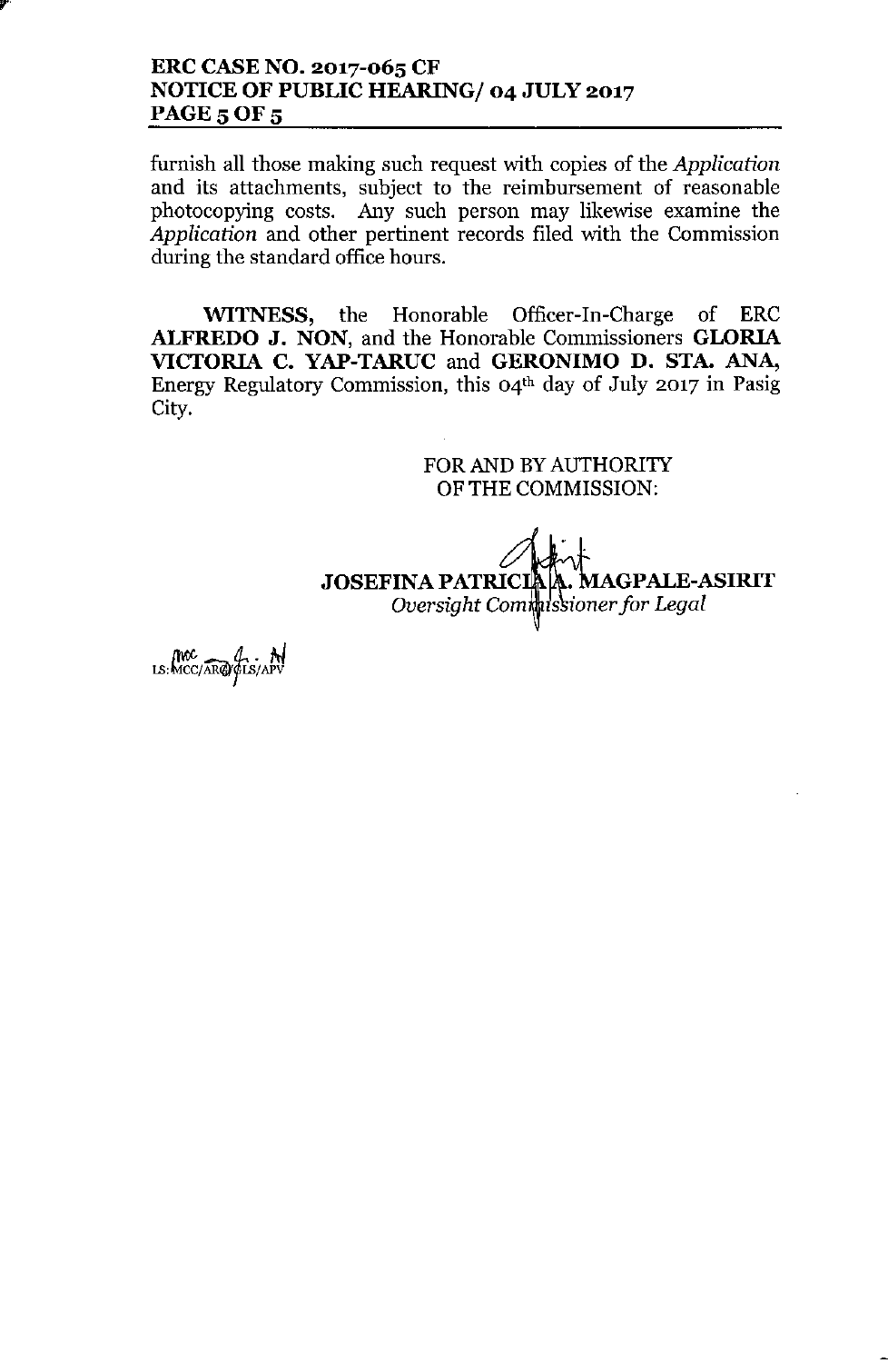furnish all those making such request with copies of the *Application* and its attachments, subject to the reimbursement of reasonable photocopying costs. Any such person may likewise examine the *Application* and other pertinent records filed with the Commission during the standard office hours.

**WITNESS,** the Honorable Officer-In-Charge of ERC **ALFREDO J. NON**, and the Honorable Commissioners **GLORIA VICTORIA C. YAP-TARUC** and **GERONIMO D. STA. ANA,** Energy Regulatory Commission, this 04th day of July 2017 in Pasig City.

FOR AND BY AUTHORITY
OF THE COMMISSION:

**JOSEFINA PATRICIA A. MAGPALE-ASIRIT**
*Oversight Commissioner for Legal*

LS:MCC/ARG/GLS/APV